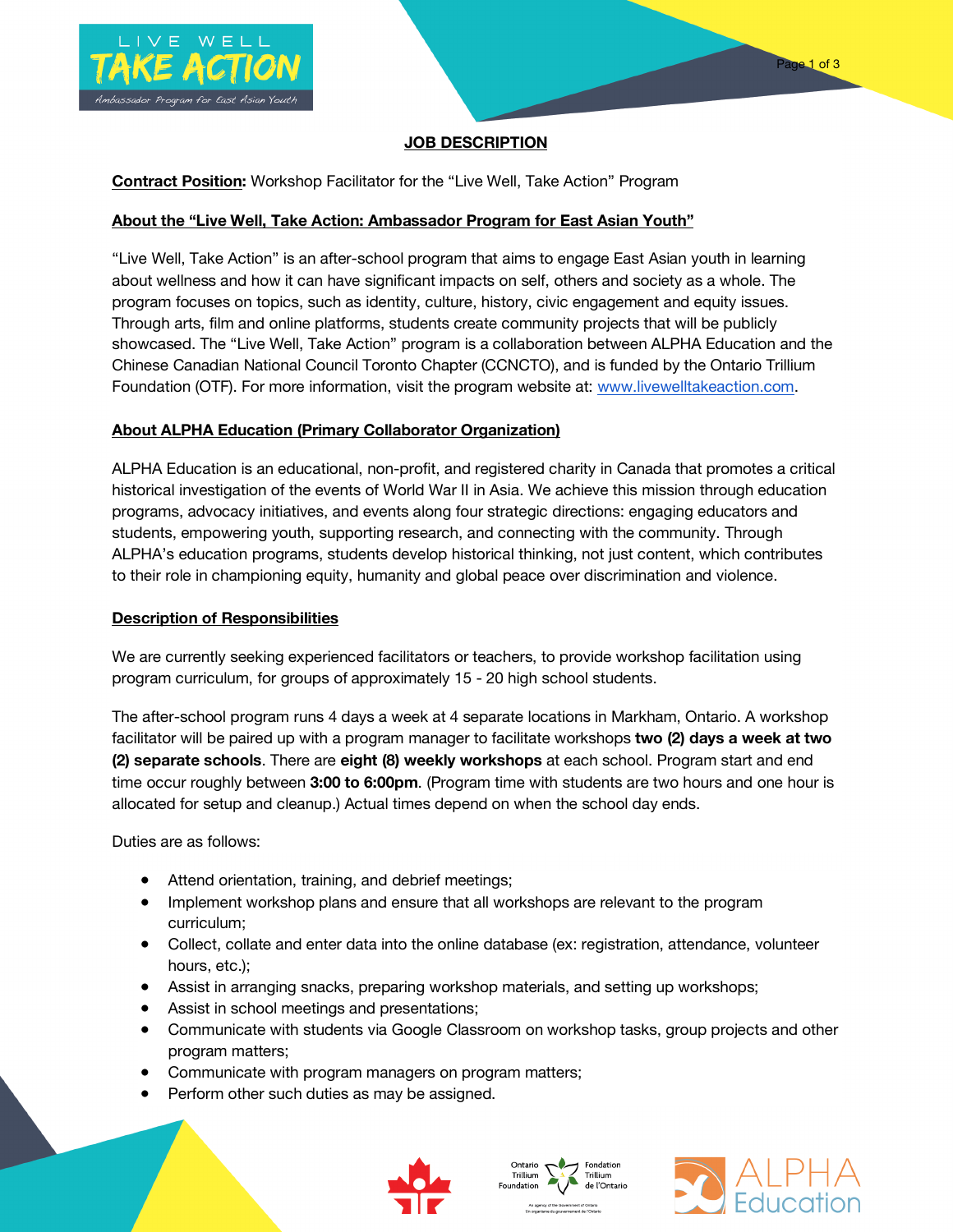# JOB DESCRIPTION

**Contract Position:** Workshop Facilitator for the "Live Well, Take Action" Program

## About the "Live Well, Take Action: Ambassador Program for East Asian Youth"

"Live Well, Take Action" is an after-school program that aims to engage East Asian youth in learning about wellness and how it can have significant impacts on self, others and society as a whole. The program focuses on topics, such as identity, culture, history, civic engagement and equity issues. Through arts, film and online platforms, students create community projects that will be publicly showcased. The "Live Well, Take Action" program is a collaboration between ALPHA Education and the Chinese Canadian National Council Toronto Chapter (CCNCTO), and is funded by the Ontario Trillium Foundation (OTF). For more information, visit the program website at: www.livewelltakeaction.com.

## About ALPHA Education (Primary Collaborator Organization)

ALPHA Education is an educational, non-profit, and registered charity in Canada that promotes a critical historical investigation of the events of World War II in Asia. We achieve this mission through education programs, advocacy initiatives, and events along four strategic directions: engaging educators and students, empowering youth, supporting research, and connecting with the community. Through ALPHA's education programs, students develop historical thinking, not just content, which contributes to their role in championing equity, humanity and global peace over discrimination and violence.

## Description of Responsibilities

We are currently seeking experienced facilitators or teachers, to provide workshop facilitation using program curriculum, for groups of approximately 15 - 20 high school students.

The after-school program runs 4 days a week at 4 separate locations in Markham, Ontario. A workshop facilitator will be paired up with a program manager to facilitate workshops **two (2) days a week at two (2) separate schools**. There are **eight (8) weekly workshops** at each school. Program start and end time occur roughly between **3:00 to 6:00pm**. (Program time with students are two hours and one hour is allocated for setup and cleanup.) Actual times depend on when the school day ends.

Duties are as follows:

- Attend orientation, training, and debrief meetings;
- Implement workshop plans and ensure that all workshops are relevant to the program curriculum;
- Collect, collate and enter data into the online database (ex: registration, attendance, volunteer hours, etc.);
- Assist in arranging snacks, preparing workshop materials, and setting up workshops;
- Assist in school meetings and presentations;
- Communicate with students via Google Classroom on workshop tasks, group projects and other program matters;
- Communicate with program managers on program matters;
- Perform other such duties as may be assigned.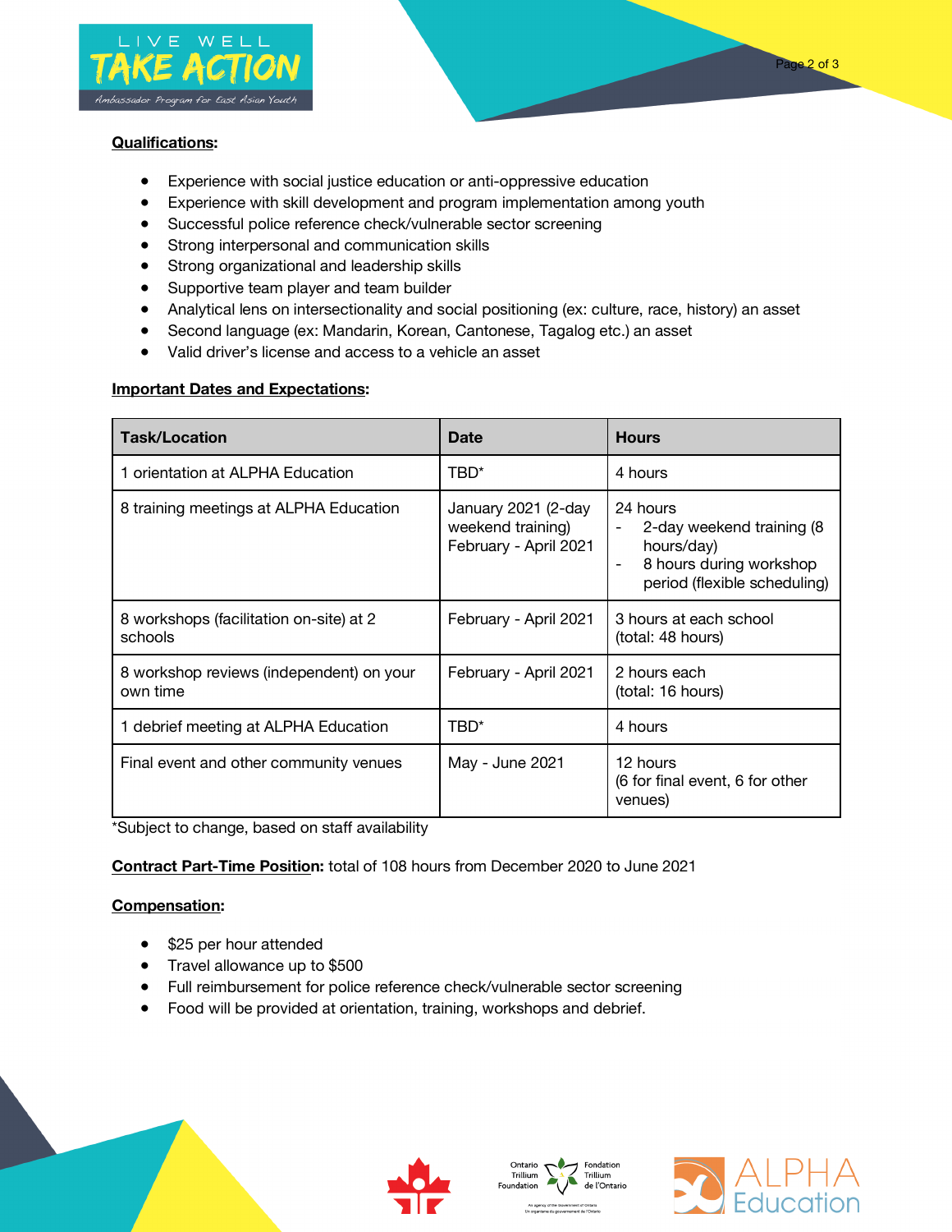**Qualifications:**

- Experience with social justice education or anti-oppressive education
- Experience with skill development and program implementation among youth
- Successful police reference check/vulnerable sector screening
- Strong interpersonal and communication skills
- Strong organizational and leadership skills
- Supportive team player and team builder
- Analytical lens on intersectionality and social positioning (ex: culture, race, history) an asset
- Second language (ex: Mandarin, Korean, Cantonese, Tagalog etc.) an asset
- Valid driver's license and access to a vehicle an asset

**Important Dates and Expectations:**

| Task/Location | Date | Hours |
|---|---|---|
| 1 orientation at ALPHA Education | TBD* | 4 hours |
| 8 training meetings at ALPHA Education | January 2021 (2-day weekend training) February - April 2021 | 24 hours<br>- 2-day weekend training (8 hours/day)<br>- 8 hours during workshop period (flexible scheduling) |
| 8 workshops (facilitation on-site) at 2 schools | February - April 2021 | 3 hours at each school (total: 48 hours) |
| 8 workshop reviews (independent) on your own time | February - April 2021 | 2 hours each (total: 16 hours) |
| 1 debrief meeting at ALPHA Education | TBD* | 4 hours |
| Final event and other community venues | May - June 2021 | 12 hours (6 for final event, 6 for other venues) |

*Subject to change, based on staff availability

**Contract Part-Time Position:** total of 108 hours from December 2020 to June 2021

**Compensation:**

- $25 per hour attended
- Travel allowance up to $500
- Full reimbursement for police reference check/vulnerable sector screening
- Food will be provided at orientation, training, workshops and debrief.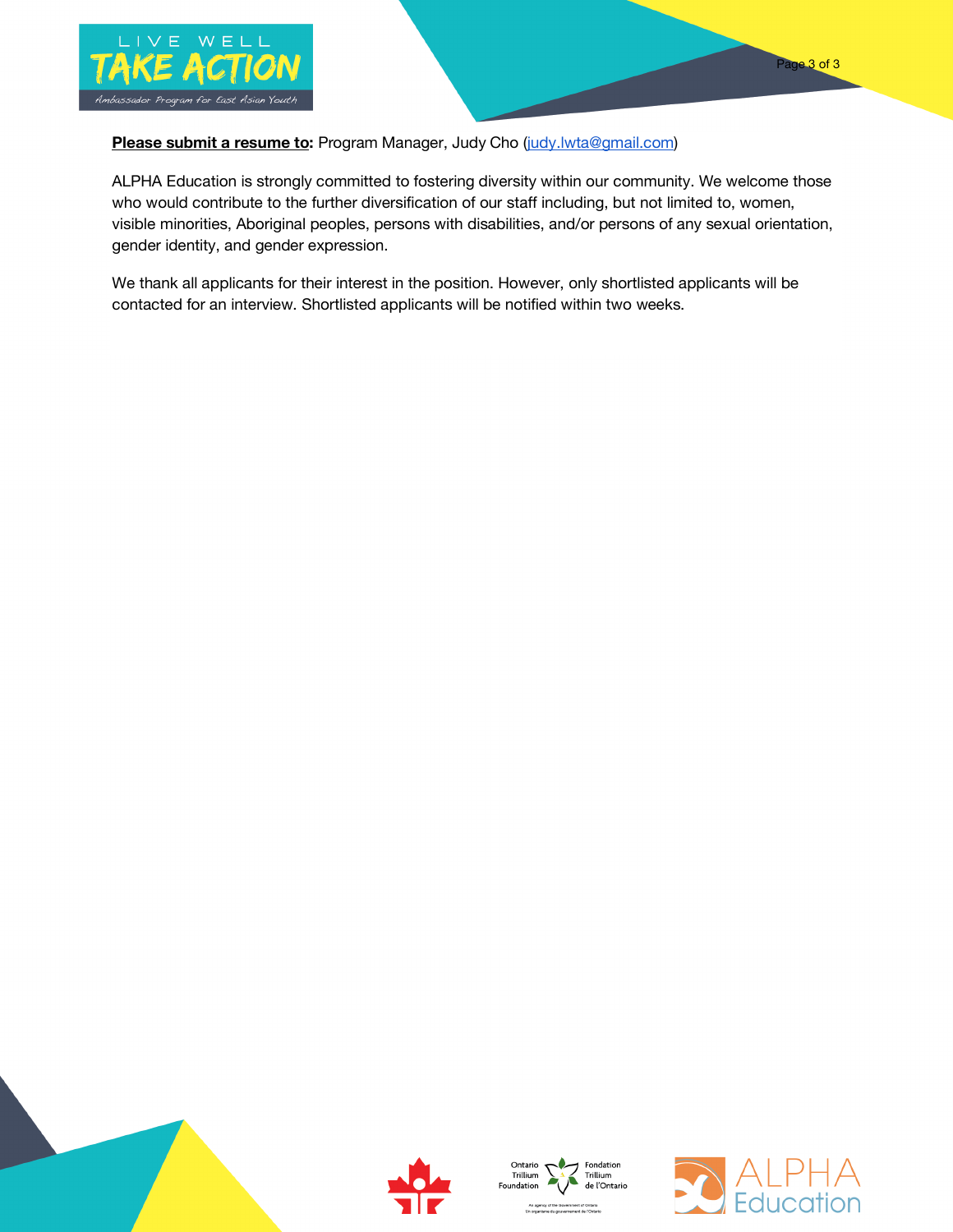**Please submit a resume to:** Program Manager, Judy Cho (judy.lwta@gmail.com)

ALPHA Education is strongly committed to fostering diversity within our community. We welcome those who would contribute to the further diversification of our staff including, but not limited to, women, visible minorities, Aboriginal peoples, persons with disabilities, and/or persons of any sexual orientation, gender identity, and gender expression.

We thank all applicants for their interest in the position. However, only shortlisted applicants will be contacted for an interview. Shortlisted applicants will be notified within two weeks.